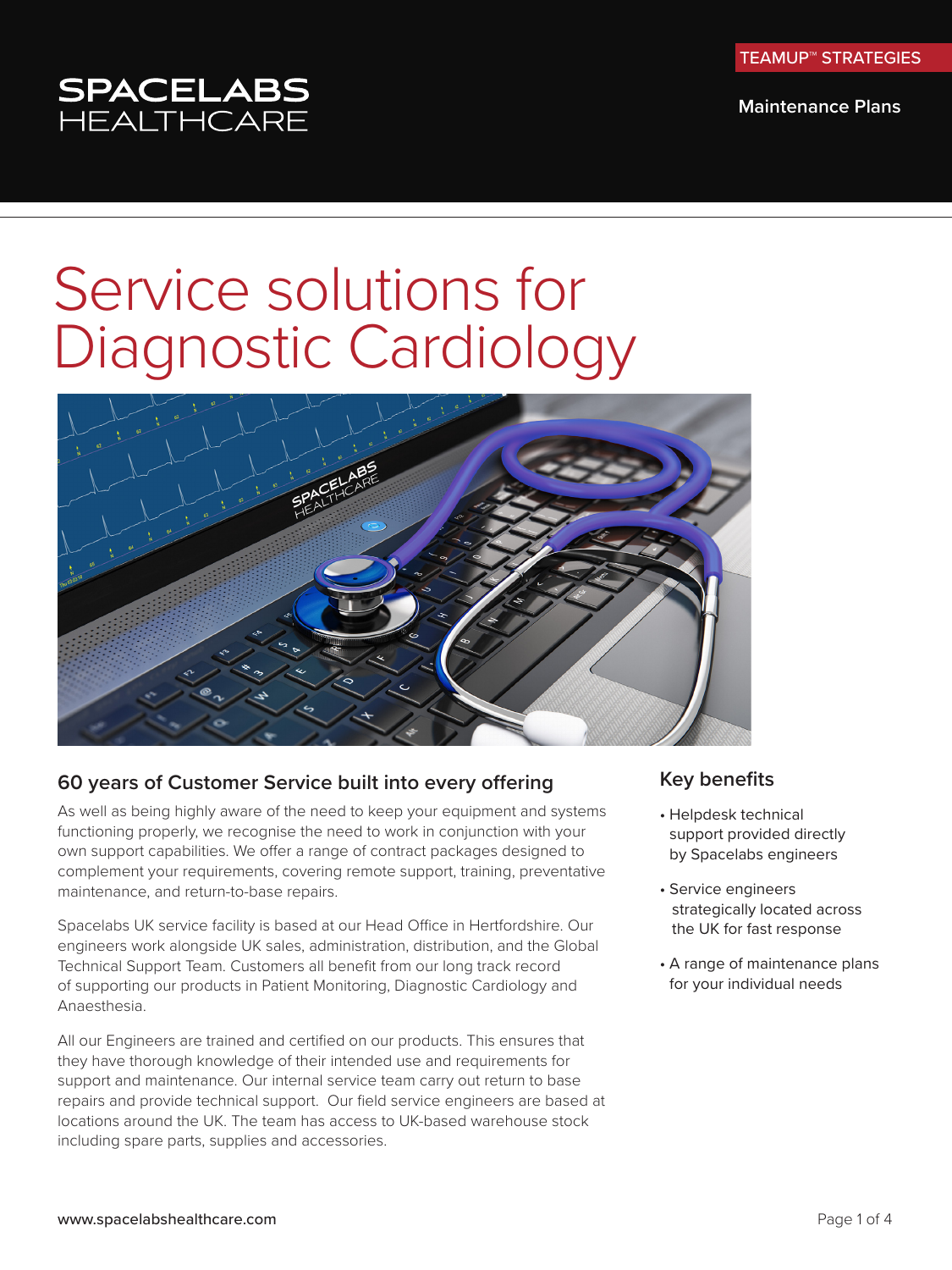SPACELABS HEALTHCARE

TEAMUP™ STRATEGIES

Maintenance Plans

# Service solutions for Diagnostic Cardiology

## 60 years of Customer Service built into every offering

As well as being highly aware of the need to keep your equipment and systems functioning properly, we recognise the need to work in conjunction with your own support capabilities. We offer a range of contract packages designed to complement your requirements, covering remote support, training, preventative maintenance, and return-to-base repairs.

Spacelabs UK service facility is based at our Head Office in Hertfordshire. Our engineers work alongside UK sales, administration, distribution, and the Global Technical Support Team. Customers all benefit from our long track record of supporting our products in Patient Monitoring, Diagnostic Cardiology and Anaesthesia.

All our Engineers are trained and certified on our products. This ensures that they have thorough knowledge of their intended use and requirements for support and maintenance. Our internal service team carry out return to base repairs and provide technical support. Our field service engineers are based at locations around the UK. The team has access to UK-based warehouse stock including spare parts, supplies and accessories.

## Key benefits

- Helpdesk technical support provided directly by Spacelabs engineers
- Service engineers strategically located across the UK for fast response
- A range of maintenance plans for your individual needs

www.spacelabshealthcare.com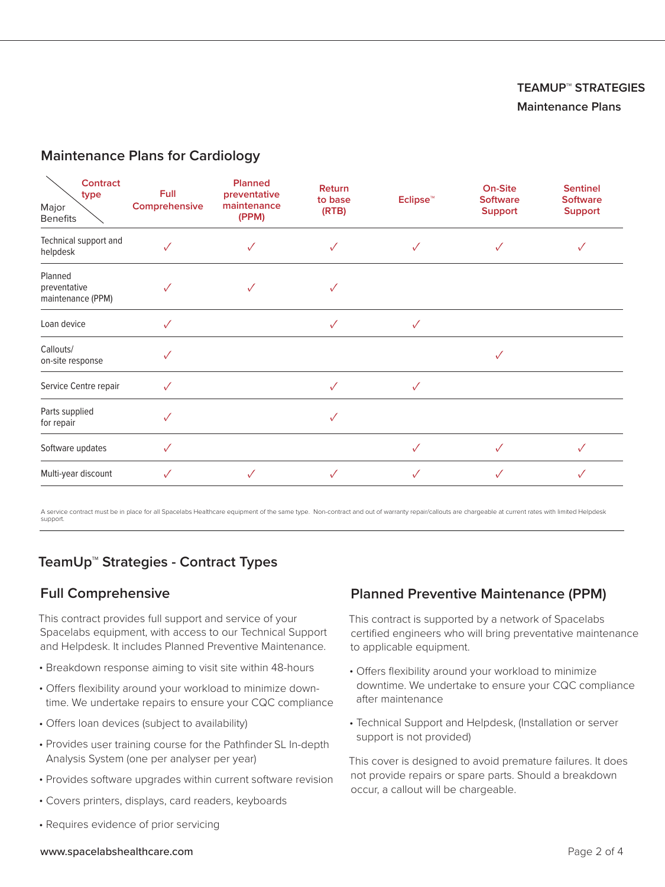TEAMUP™ STRATEGIES

Maintenance Plans

## Maintenance Plans for Cardiology

| Major Benefits / Contract type | Full Comprehensive | Planned preventative maintenance (PPM) | Return to base (RTB) | Eclipse™ | On-Site Software Support | Sentinel Software Support |
|---|---|---|---|---|---|---|
| Technical support and helpdesk | ✓ | ✓ | ✓ | ✓ | ✓ | ✓ |
| Planned preventative maintenance (PPM) | ✓ | ✓ | ✓ | | | |
| Loan device | ✓ | | ✓ | ✓ | | |
| Callouts/ on-site response | ✓ | | | | ✓ | |
| Service Centre repair | ✓ | | ✓ | ✓ | | |
| Parts supplied for repair | ✓ | | ✓ | | | |
| Software updates | ✓ | | | ✓ | ✓ | ✓ |
| Multi-year discount | ✓ | ✓ | ✓ | ✓ | ✓ | ✓ |

A service contract must be in place for all Spacelabs Healthcare equipment of the same type. Non-contract and out of warranty repair/callouts are chargeable at current rates with limited Helpdesk support.

## TeamUp™ Strategies - Contract Types

### Full Comprehensive

This contract provides full support and service of your Spacelabs equipment, with access to our Technical Support and Helpdesk. It includes Planned Preventive Maintenance.

- Breakdown response aiming to visit site within 48-hours
- Offers flexibility around your workload to minimize down-time. We undertake repairs to ensure your CQC compliance
- Offers loan devices (subject to availability)
- Provides user training course for the Pathfinder SL In-depth Analysis System (one per analyser per year)
- Provides software upgrades within current software revision
- Covers printers, displays, card readers, keyboards
- Requires evidence of prior servicing

### Planned Preventive Maintenance (PPM)

This contract is supported by a network of Spacelabs certified engineers who will bring preventative maintenance to applicable equipment.

- Offers flexibility around your workload to minimize downtime. We undertake to ensure your CQC compliance after maintenance
- Technical Support and Helpdesk, (Installation or server support is not provided)

This cover is designed to avoid premature failures. It does not provide repairs or spare parts. Should a breakdown occur, a callout will be chargeable.

www.spacelabshealthcare.com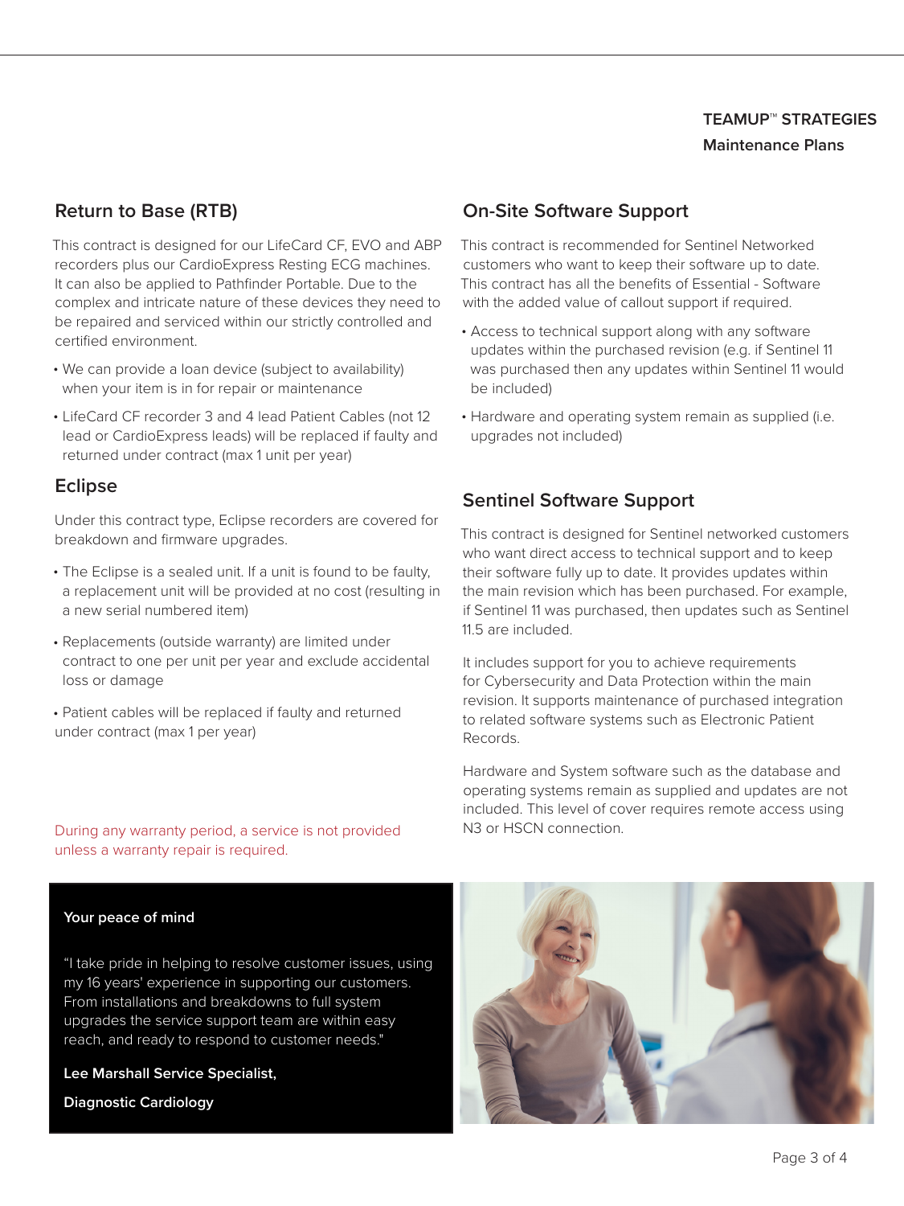TEAMUP™ STRATEGIES

Maintenance Plans

## Return to Base (RTB)

This contract is designed for our LifeCard CF, EVO and ABP recorders plus our CardioExpress Resting ECG machines. It can also be applied to Pathfinder Portable. Due to the complex and intricate nature of these devices they need to be repaired and serviced within our strictly controlled and certified environment.

- We can provide a loan device (subject to availability) when your item is in for repair or maintenance
- LifeCard CF recorder 3 and 4 lead Patient Cables (not 12 lead or CardioExpress leads) will be replaced if faulty and returned under contract (max 1 unit per year)

## Eclipse

Under this contract type, Eclipse recorders are covered for breakdown and firmware upgrades.

- The Eclipse is a sealed unit. If a unit is found to be faulty, a replacement unit will be provided at no cost (resulting in a new serial numbered item)
- Replacements (outside warranty) are limited under contract to one per unit per year and exclude accidental loss or damage
- Patient cables will be replaced if faulty and returned under contract (max 1 per year)

During any warranty period, a service is not provided unless a warranty repair is required.

## On-Site Software Support

This contract is recommended for Sentinel Networked customers who want to keep their software up to date. This contract has all the benefits of Essential - Software with the added value of callout support if required.

- Access to technical support along with any software updates within the purchased revision (e.g. if Sentinel 11 was purchased then any updates within Sentinel 11 would be included)
- Hardware and operating system remain as supplied (i.e. upgrades not included)

## Sentinel Software Support

This contract is designed for Sentinel networked customers who want direct access to technical support and to keep their software fully up to date. It provides updates within the main revision which has been purchased. For example, if Sentinel 11 was purchased, then updates such as Sentinel 11.5 are included.

It includes support for you to achieve requirements for Cybersecurity and Data Protection within the main revision. It supports maintenance of purchased integration to related software systems such as Electronic Patient Records.

Hardware and System software such as the database and operating systems remain as supplied and updates are not included. This level of cover requires remote access using N3 or HSCN connection.

**Your peace of mind**

"I take pride in helping to resolve customer issues, using my 16 years' experience in supporting our customers. From installations and breakdowns to full system upgrades the service support team are within easy reach, and ready to respond to customer needs."

**Lee Marshall Service Specialist,**

**Diagnostic Cardiology**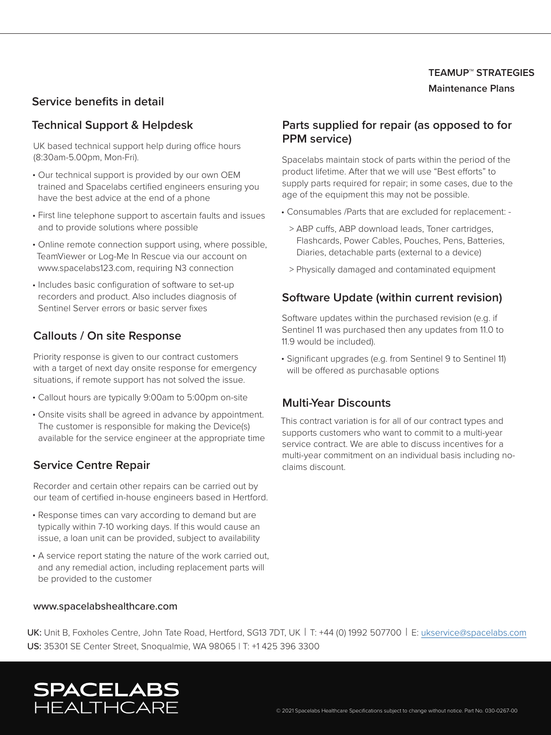## Service benefits in detail

### Technical Support & Helpdesk

UK based technical support help during office hours (8:30am-5.00pm, Mon-Fri).

- Our technical support is provided by our own OEM trained and Spacelabs certified engineers ensuring you have the best advice at the end of a phone
- First line telephone support to ascertain faults and issues and to provide solutions where possible
- Online remote connection support using, where possible, TeamViewer or Log-Me In Rescue via our account on www.spacelabs123.com, requiring N3 connection
- Includes basic configuration of software to set-up recorders and product. Also includes diagnosis of Sentinel Server errors or basic server fixes

### Callouts / On site Response

Priority response is given to our contract customers with a target of next day onsite response for emergency situations, if remote support has not solved the issue.

- Callout hours are typically 9:00am to 5:00pm on-site
- Onsite visits shall be agreed in advance by appointment. The customer is responsible for making the Device(s) available for the service engineer at the appropriate time

### Service Centre Repair

Recorder and certain other repairs can be carried out by our team of certified in-house engineers based in Hertford.

- Response times can vary according to demand but are typically within 7-10 working days. If this would cause an issue, a loan unit can be provided, subject to availability
- A service report stating the nature of the work carried out, and any remedial action, including replacement parts will be provided to the customer

### Parts supplied for repair (as opposed to for PPM service)

Spacelabs maintain stock of parts within the period of the product lifetime. After that we will use "Best efforts" to supply parts required for repair; in some cases, due to the age of the equipment this may not be possible.

- Consumables /Parts that are excluded for replacement: -
  - > ABP cuffs, ABP download leads, Toner cartridges, Flashcards, Power Cables, Pouches, Pens, Batteries, Diaries, detachable parts (external to a device)
  - > Physically damaged and contaminated equipment

### Software Update (within current revision)

Software updates within the purchased revision (e.g. if Sentinel 11 was purchased then any updates from 11.0 to 11.9 would be included).

- Significant upgrades (e.g. from Sentinel 9 to Sentinel 11) will be offered as purchasable options

### Multi-Year Discounts

This contract variation is for all of our contract types and supports customers who want to commit to a multi-year service contract. We are able to discuss incentives for a multi-year commitment on an individual basis including no-claims discount.

www.spacelabshealthcare.com

**UK:** Unit B, Foxholes Centre, John Tate Road, Hertford, SG13 7DT, UK | T: +44 (0) 1992 507700 | E: ukservice@spacelabs.com
**US:** 35301 SE Center Street, Snoqualmie, WA 98065 | T: +1 425 396 3300

SPACELABS HEALTHCARE

© 2021 Spacelabs Healthcare Specifications subject to change without notice. Part No. 030-0267-00